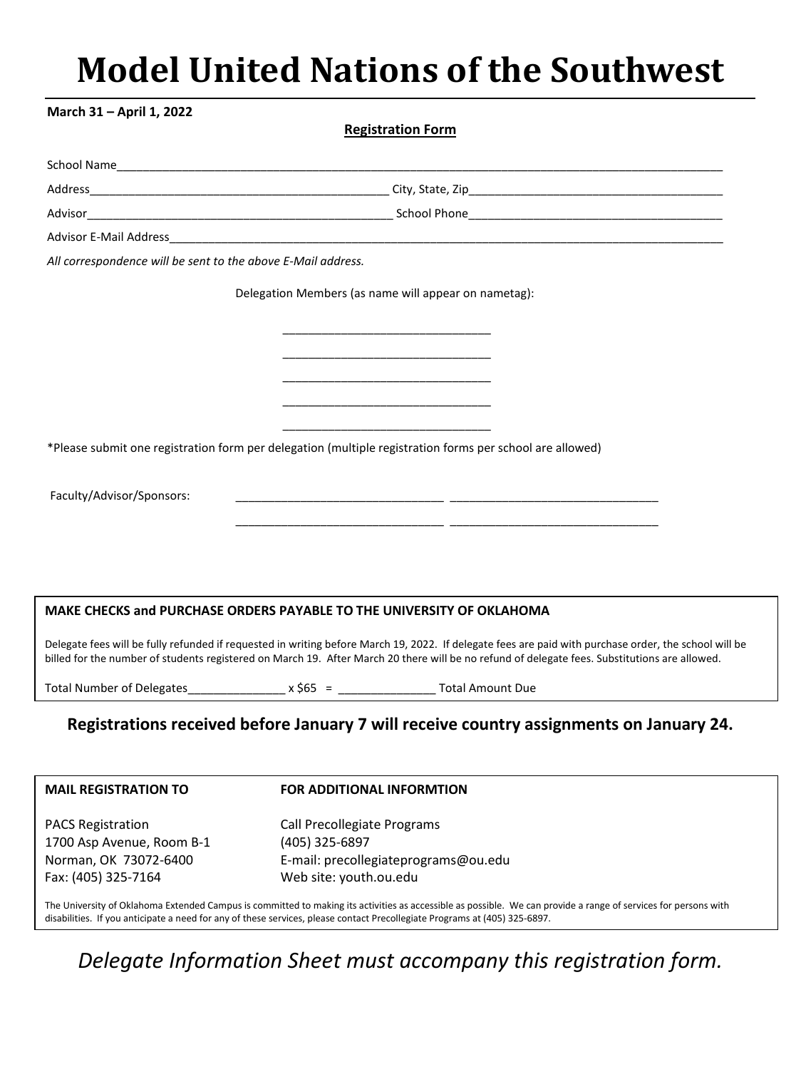# Model United Nations of the Southwest

**March 31 – April 1, 2022**

**Registration Form**

School Name_______________________________________________________________________________________

Address_______________________________________________ City, State, Zip________________________________________

Advisor_______________________________________________ School Phone________________________________________

Advisor E-Mail Address________________________________________________________________________________

*All correspondence will be sent to the above E-Mail address.*

Delegation Members (as name will appear on nametag):

_______________________________

_______________________________

_______________________________

_______________________________

_______________________________

*Please submit one registration form per delegation (multiple registration forms per school are allowed)

Faculty/Advisor/Sponsors: _______________________________ _______________________________

_______________________________ _______________________________

**MAKE CHECKS and PURCHASE ORDERS PAYABLE TO THE UNIVERSITY OF OKLAHOMA**

Delegate fees will be fully refunded if requested in writing before March 19, 2022. If delegate fees are paid with purchase order, the school will be billed for the number of students registered on March 19. After March 20 there will be no refund of delegate fees. Substitutions are allowed.

Total Number of Delegates_______________ x $65 = _______________ Total Amount Due

**Registrations received before January 7 will receive country assignments on January 24.**

**MAIL REGISTRATION TO**

PACS Registration
1700 Asp Avenue, Room B-1
Norman, OK 73072-6400
Fax: (405) 325-7164

**FOR ADDITIONAL INFORMTION**

Call Precollegiate Programs
(405) 325-6897
E-mail: precollegiateprograms@ou.edu
Web site: youth.ou.edu

The University of Oklahoma Extended Campus is committed to making its activities as accessible as possible. We can provide a range of services for persons with disabilities. If you anticipate a need for any of these services, please contact Precollegiate Programs at (405) 325-6897.

*Delegate Information Sheet must accompany this registration form.*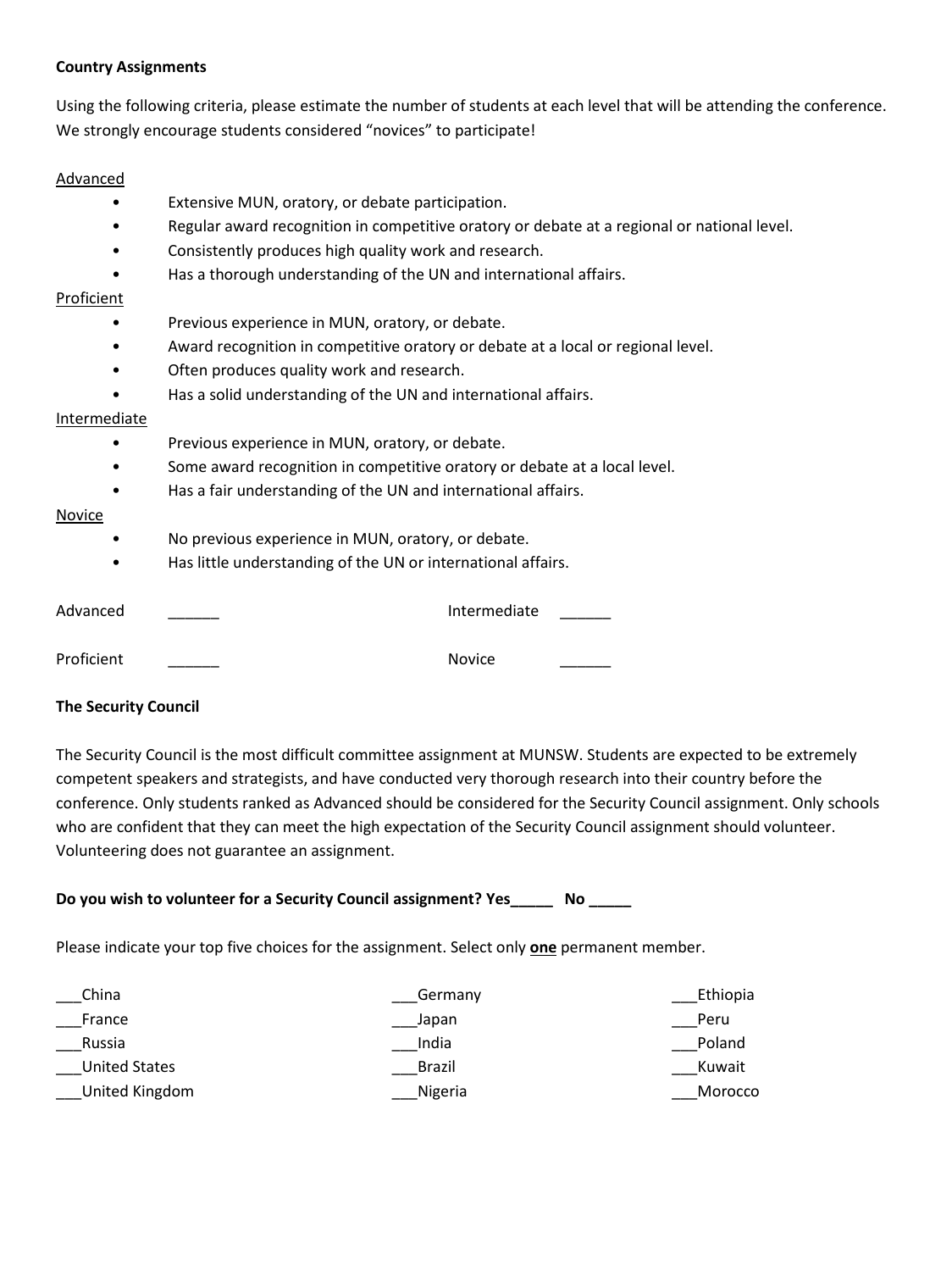**Country Assignments**

Using the following criteria, please estimate the number of students at each level that will be attending the conference. We strongly encourage students considered "novices" to participate!

Advanced

- Extensive MUN, oratory, or debate participation.
- Regular award recognition in competitive oratory or debate at a regional or national level.
- Consistently produces high quality work and research.
- Has a thorough understanding of the UN and international affairs.

Proficient

- Previous experience in MUN, oratory, or debate.
- Award recognition in competitive oratory or debate at a local or regional level.
- Often produces quality work and research.
- Has a solid understanding of the UN and international affairs.

Intermediate

- Previous experience in MUN, oratory, or debate.
- Some award recognition in competitive oratory or debate at a local level.
- Has a fair understanding of the UN and international affairs.

Novice

- No previous experience in MUN, oratory, or debate.
- Has little understanding of the UN or international affairs.

Advanced ______ Intermediate ______

Proficient ______ Novice ______

**The Security Council**

The Security Council is the most difficult committee assignment at MUNSW. Students are expected to be extremely competent speakers and strategists, and have conducted very thorough research into their country before the conference. Only students ranked as Advanced should be considered for the Security Council assignment. Only schools who are confident that they can meet the high expectation of the Security Council assignment should volunteer. Volunteering does not guarantee an assignment.

**Do you wish to volunteer for a Security Council assignment? Yes_____ No _____**

Please indicate your top five choices for the assignment. Select only **one** permanent member.

___China
___France
___Russia
___United States
___United Kingdom
___Germany
___Japan
___India
___Brazil
___Nigeria
___Ethiopia
___Peru
___Poland
___Kuwait
___Morocco